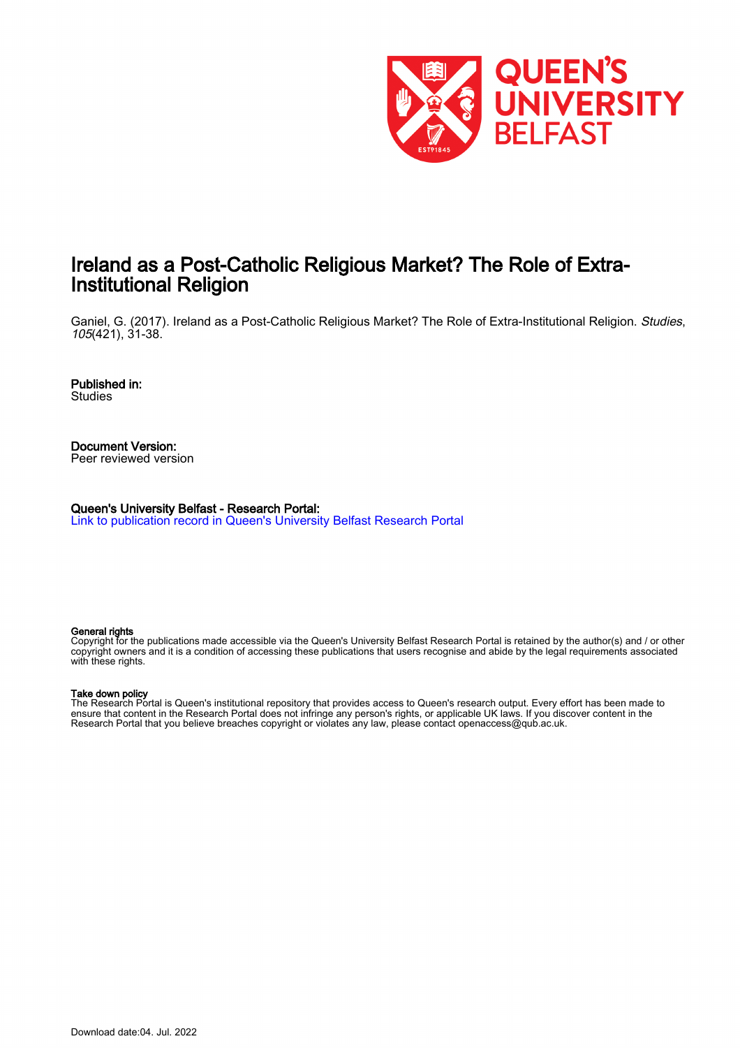# Ireland as a Post-Catholic Religious Market? The Role of Extra-Institutional Religion

Ganiel, G. (2017). Ireland as a Post-Catholic Religious Market? The Role of Extra-Institutional Religion. *Studies*, *105*(421), 31-38.

**Published in:**
Studies

**Document Version:**
Peer reviewed version

**Queen's University Belfast - Research Portal:**
Link to publication record in Queen's University Belfast Research Portal

**General rights**
Copyright for the publications made accessible via the Queen's University Belfast Research Portal is retained by the author(s) and / or other copyright owners and it is a condition of accessing these publications that users recognise and abide by the legal requirements associated with these rights.

**Take down policy**
The Research Portal is Queen's institutional repository that provides access to Queen's research output. Every effort has been made to ensure that content in the Research Portal does not infringe any person's rights, or applicable UK laws. If you discover content in the Research Portal that you believe breaches copyright or violates any law, please contact openaccess@qub.ac.uk.

Download date:04. Jul. 2022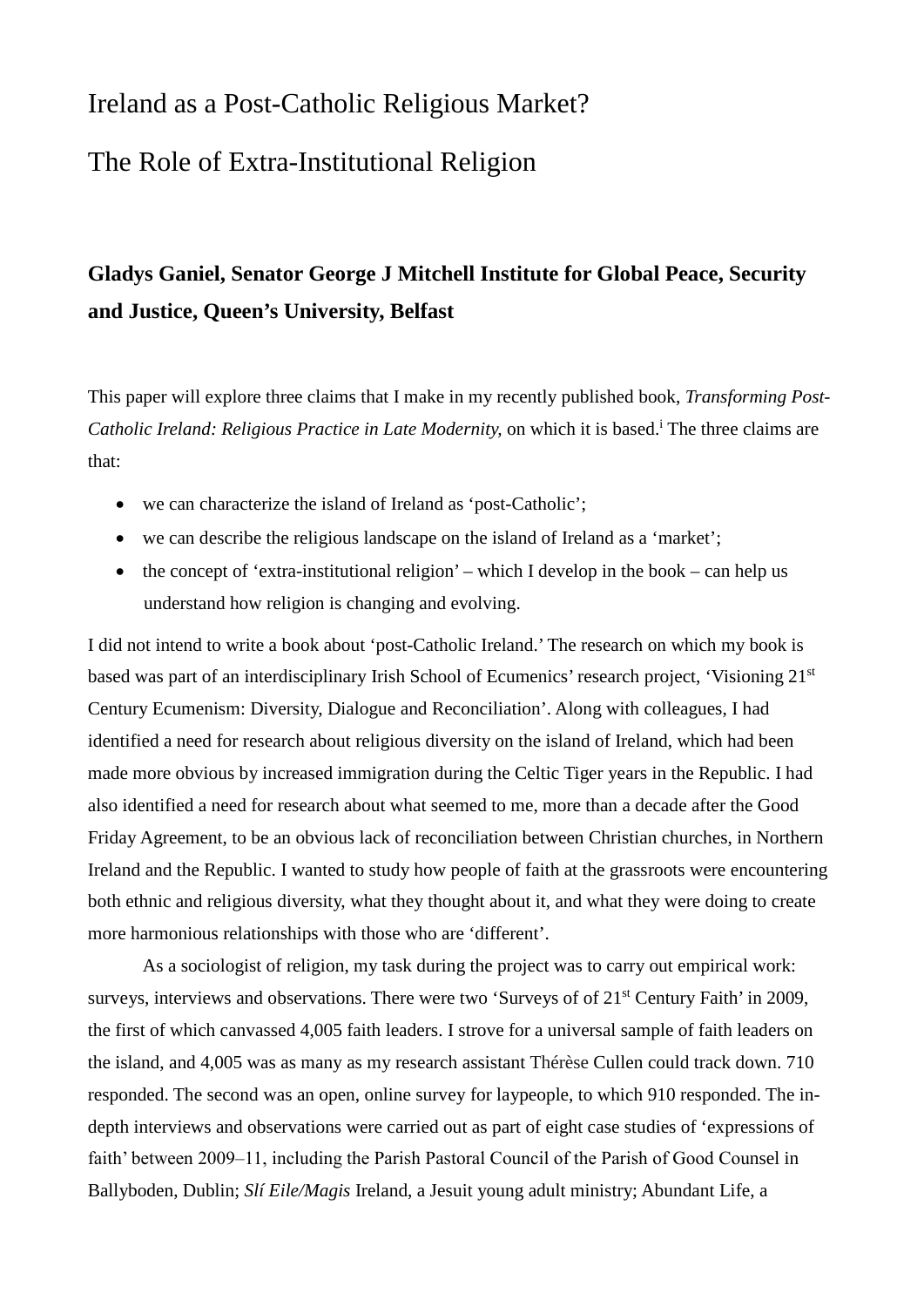# Ireland as a Post-Catholic Religious Market?

# The Role of Extra-Institutional Religion

### Gladys Ganiel, Senator George J Mitchell Institute for Global Peace, Security and Justice, Queen's University, Belfast

This paper will explore three claims that I make in my recently published book, *Transforming Post-Catholic Ireland: Religious Practice in Late Modernity,* on which it is based.[i] The three claims are that:

- we can characterize the island of Ireland as 'post-Catholic';
- we can describe the religious landscape on the island of Ireland as a 'market';
- the concept of 'extra-institutional religion' – which I develop in the book – can help us understand how religion is changing and evolving.

I did not intend to write a book about 'post-Catholic Ireland.' The research on which my book is based was part of an interdisciplinary Irish School of Ecumenics' research project, 'Visioning 21st Century Ecumenism: Diversity, Dialogue and Reconciliation'. Along with colleagues, I had identified a need for research about religious diversity on the island of Ireland, which had been made more obvious by increased immigration during the Celtic Tiger years in the Republic. I had also identified a need for research about what seemed to me, more than a decade after the Good Friday Agreement, to be an obvious lack of reconciliation between Christian churches, in Northern Ireland and the Republic. I wanted to study how people of faith at the grassroots were encountering both ethnic and religious diversity, what they thought about it, and what they were doing to create more harmonious relationships with those who are 'different'.

As a sociologist of religion, my task during the project was to carry out empirical work: surveys, interviews and observations. There were two 'Surveys of of 21st Century Faith' in 2009, the first of which canvassed 4,005 faith leaders. I strove for a universal sample of faith leaders on the island, and 4,005 was as many as my research assistant Thérèse Cullen could track down. 710 responded. The second was an open, online survey for laypeople, to which 910 responded. The in-depth interviews and observations were carried out as part of eight case studies of 'expressions of faith' between 2009–11, including the Parish Pastoral Council of the Parish of Good Counsel in Ballyboden, Dublin; *Slí Eile/Magis* Ireland, a Jesuit young adult ministry; Abundant Life, a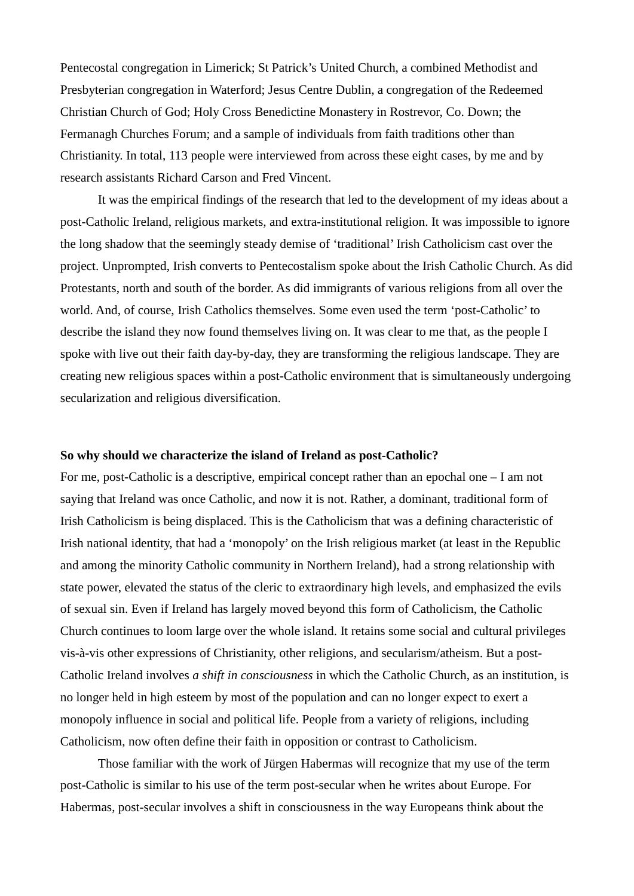Pentecostal congregation in Limerick; St Patrick's United Church, a combined Methodist and Presbyterian congregation in Waterford; Jesus Centre Dublin, a congregation of the Redeemed Christian Church of God; Holy Cross Benedictine Monastery in Rostrevor, Co. Down; the Fermanagh Churches Forum; and a sample of individuals from faith traditions other than Christianity. In total, 113 people were interviewed from across these eight cases, by me and by research assistants Richard Carson and Fred Vincent.

It was the empirical findings of the research that led to the development of my ideas about a post-Catholic Ireland, religious markets, and extra-institutional religion. It was impossible to ignore the long shadow that the seemingly steady demise of 'traditional' Irish Catholicism cast over the project. Unprompted, Irish converts to Pentecostalism spoke about the Irish Catholic Church. As did Protestants, north and south of the border. As did immigrants of various religions from all over the world. And, of course, Irish Catholics themselves. Some even used the term 'post-Catholic' to describe the island they now found themselves living on. It was clear to me that, as the people I spoke with live out their faith day-by-day, they are transforming the religious landscape. They are creating new religious spaces within a post-Catholic environment that is simultaneously undergoing secularization and religious diversification.

**So why should we characterize the island of Ireland as post-Catholic?**

For me, post-Catholic is a descriptive, empirical concept rather than an epochal one – I am not saying that Ireland was once Catholic, and now it is not. Rather, a dominant, traditional form of Irish Catholicism is being displaced. This is the Catholicism that was a defining characteristic of Irish national identity, that had a 'monopoly' on the Irish religious market (at least in the Republic and among the minority Catholic community in Northern Ireland), had a strong relationship with state power, elevated the status of the cleric to extraordinary high levels, and emphasized the evils of sexual sin. Even if Ireland has largely moved beyond this form of Catholicism, the Catholic Church continues to loom large over the whole island. It retains some social and cultural privileges vis-à-vis other expressions of Christianity, other religions, and secularism/atheism. But a post-Catholic Ireland involves *a shift in consciousness* in which the Catholic Church, as an institution, is no longer held in high esteem by most of the population and can no longer expect to exert a monopoly influence in social and political life. People from a variety of religions, including Catholicism, now often define their faith in opposition or contrast to Catholicism.

Those familiar with the work of Jürgen Habermas will recognize that my use of the term post-Catholic is similar to his use of the term post-secular when he writes about Europe. For Habermas, post-secular involves a shift in consciousness in the way Europeans think about the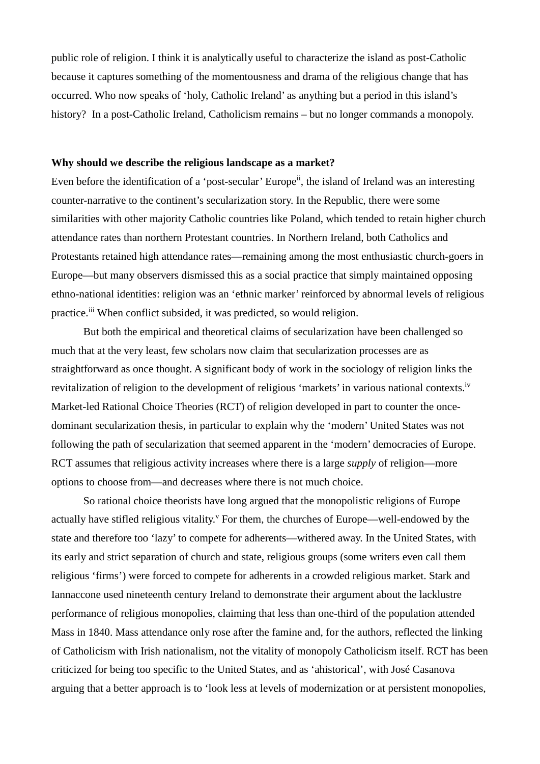public role of religion. I think it is analytically useful to characterize the island as post-Catholic because it captures something of the momentousness and drama of the religious change that has occurred. Who now speaks of 'holy, Catholic Ireland' as anything but a period in this island's history? In a post-Catholic Ireland, Catholicism remains – but no longer commands a monopoly.

**Why should we describe the religious landscape as a market?**

Even before the identification of a 'post-secular' Europe[ii], the island of Ireland was an interesting counter-narrative to the continent's secularization story. In the Republic, there were some similarities with other majority Catholic countries like Poland, which tended to retain higher church attendance rates than northern Protestant countries. In Northern Ireland, both Catholics and Protestants retained high attendance rates—remaining among the most enthusiastic church-goers in Europe—but many observers dismissed this as a social practice that simply maintained opposing ethno-national identities: religion was an 'ethnic marker' reinforced by abnormal levels of religious practice.[iii] When conflict subsided, it was predicted, so would religion.

But both the empirical and theoretical claims of secularization have been challenged so much that at the very least, few scholars now claim that secularization processes are as straightforward as once thought. A significant body of work in the sociology of religion links the revitalization of religion to the development of religious 'markets' in various national contexts.[iv] Market-led Rational Choice Theories (RCT) of religion developed in part to counter the once-dominant secularization thesis, in particular to explain why the 'modern' United States was not following the path of secularization that seemed apparent in the 'modern' democracies of Europe. RCT assumes that religious activity increases where there is a large *supply* of religion—more options to choose from—and decreases where there is not much choice.

So rational choice theorists have long argued that the monopolistic religions of Europe actually have stifled religious vitality.[v] For them, the churches of Europe—well-endowed by the state and therefore too 'lazy' to compete for adherents—withered away. In the United States, with its early and strict separation of church and state, religious groups (some writers even call them religious 'firms') were forced to compete for adherents in a crowded religious market. Stark and Iannaccone used nineteenth century Ireland to demonstrate their argument about the lacklustre performance of religious monopolies, claiming that less than one-third of the population attended Mass in 1840. Mass attendance only rose after the famine and, for the authors, reflected the linking of Catholicism with Irish nationalism, not the vitality of monopoly Catholicism itself. RCT has been criticized for being too specific to the United States, and as 'ahistorical', with José Casanova arguing that a better approach is to 'look less at levels of modernization or at persistent monopolies,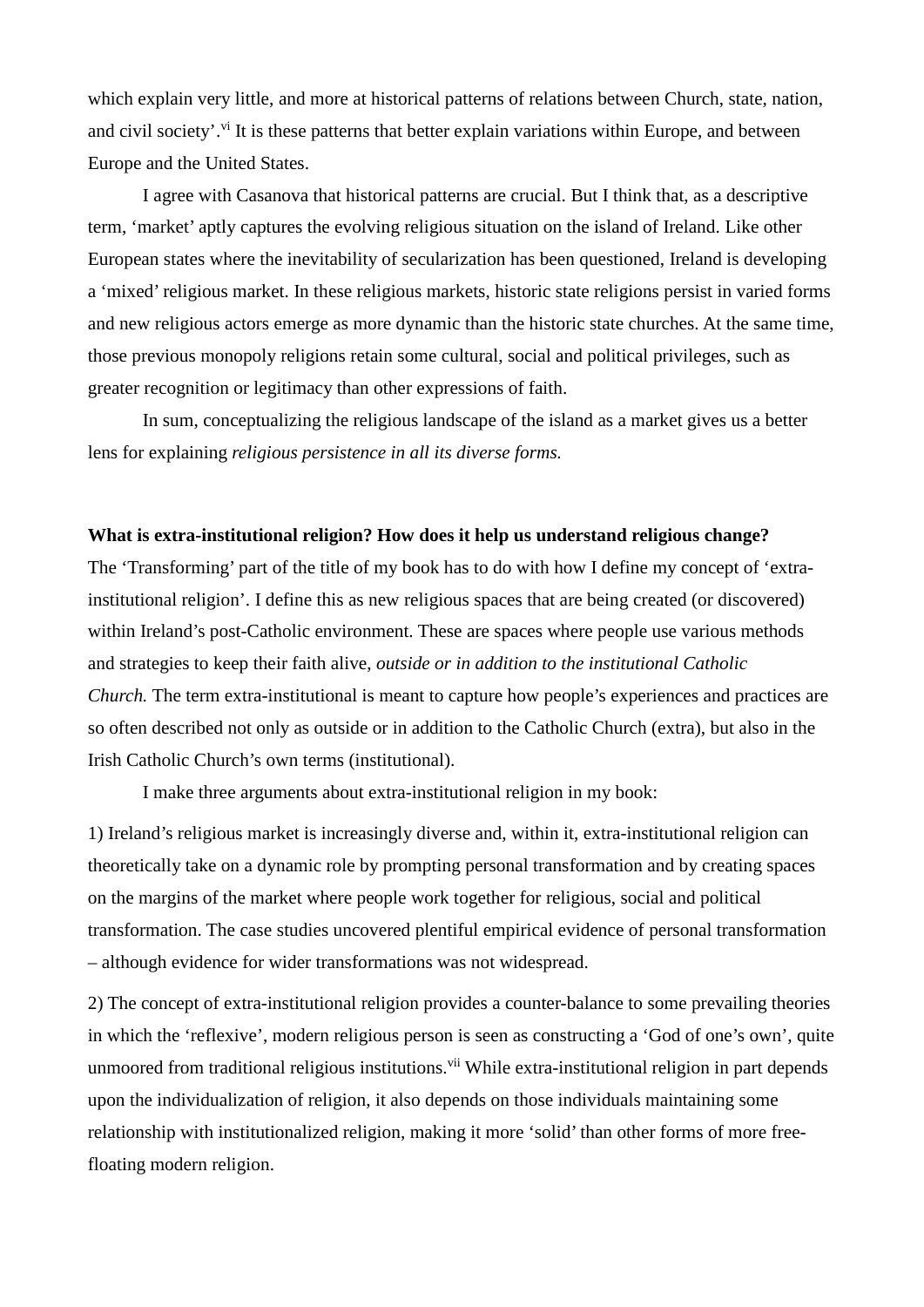which explain very little, and more at historical patterns of relations between Church, state, nation, and civil society'.[vi] It is these patterns that better explain variations within Europe, and between Europe and the United States.

I agree with Casanova that historical patterns are crucial. But I think that, as a descriptive term, 'market' aptly captures the evolving religious situation on the island of Ireland. Like other European states where the inevitability of secularization has been questioned, Ireland is developing a 'mixed' religious market. In these religious markets, historic state religions persist in varied forms and new religious actors emerge as more dynamic than the historic state churches. At the same time, those previous monopoly religions retain some cultural, social and political privileges, such as greater recognition or legitimacy than other expressions of faith.

In sum, conceptualizing the religious landscape of the island as a market gives us a better lens for explaining *religious persistence in all its diverse forms.*

**What is extra-institutional religion? How does it help us understand religious change?**

The 'Transforming' part of the title of my book has to do with how I define my concept of 'extra-institutional religion'. I define this as new religious spaces that are being created (or discovered) within Ireland's post-Catholic environment. These are spaces where people use various methods and strategies to keep their faith alive, *outside or in addition to the institutional Catholic Church.* The term extra-institutional is meant to capture how people's experiences and practices are so often described not only as outside or in addition to the Catholic Church (extra), but also in the Irish Catholic Church's own terms (institutional).

I make three arguments about extra-institutional religion in my book:

1) Ireland's religious market is increasingly diverse and, within it, extra-institutional religion can theoretically take on a dynamic role by prompting personal transformation and by creating spaces on the margins of the market where people work together for religious, social and political transformation. The case studies uncovered plentiful empirical evidence of personal transformation – although evidence for wider transformations was not widespread.

2) The concept of extra-institutional religion provides a counter-balance to some prevailing theories in which the 'reflexive', modern religious person is seen as constructing a 'God of one's own', quite unmoored from traditional religious institutions.[vii] While extra-institutional religion in part depends upon the individualization of religion, it also depends on those individuals maintaining some relationship with institutionalized religion, making it more 'solid' than other forms of more free-floating modern religion.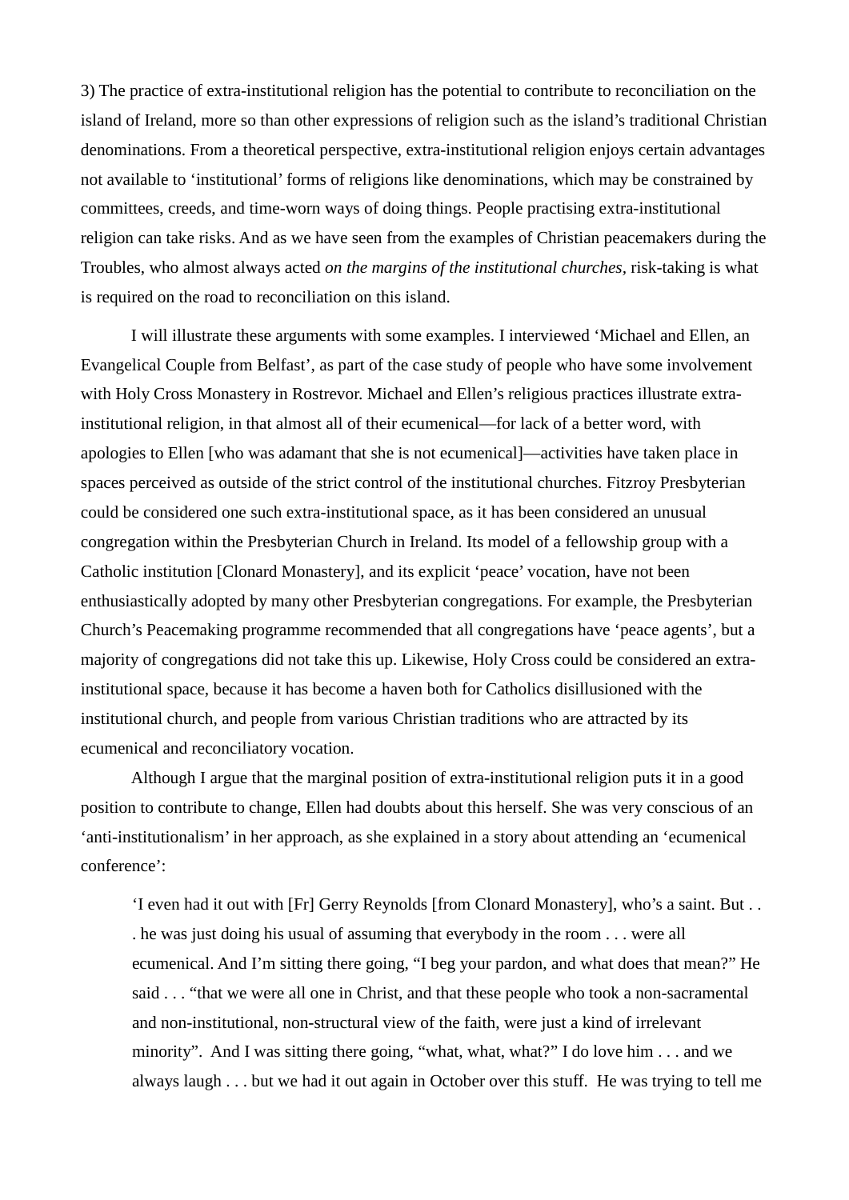3) The practice of extra-institutional religion has the potential to contribute to reconciliation on the island of Ireland, more so than other expressions of religion such as the island's traditional Christian denominations. From a theoretical perspective, extra-institutional religion enjoys certain advantages not available to 'institutional' forms of religions like denominations, which may be constrained by committees, creeds, and time-worn ways of doing things. People practising extra-institutional religion can take risks. And as we have seen from the examples of Christian peacemakers during the Troubles, who almost always acted *on the margins of the institutional churches*, risk-taking is what is required on the road to reconciliation on this island.

I will illustrate these arguments with some examples. I interviewed 'Michael and Ellen, an Evangelical Couple from Belfast', as part of the case study of people who have some involvement with Holy Cross Monastery in Rostrevor. Michael and Ellen's religious practices illustrate extra-institutional religion, in that almost all of their ecumenical—for lack of a better word, with apologies to Ellen [who was adamant that she is not ecumenical]—activities have taken place in spaces perceived as outside of the strict control of the institutional churches. Fitzroy Presbyterian could be considered one such extra-institutional space, as it has been considered an unusual congregation within the Presbyterian Church in Ireland. Its model of a fellowship group with a Catholic institution [Clonard Monastery], and its explicit 'peace' vocation, have not been enthusiastically adopted by many other Presbyterian congregations. For example, the Presbyterian Church's Peacemaking programme recommended that all congregations have 'peace agents', but a majority of congregations did not take this up. Likewise, Holy Cross could be considered an extra-institutional space, because it has become a haven both for Catholics disillusioned with the institutional church, and people from various Christian traditions who are attracted by its ecumenical and reconciliatory vocation.

Although I argue that the marginal position of extra-institutional religion puts it in a good position to contribute to change, Ellen had doubts about this herself. She was very conscious of an 'anti-institutionalism' in her approach, as she explained in a story about attending an 'ecumenical conference':

> 'I even had it out with [Fr] Gerry Reynolds [from Clonard Monastery], who's a saint. But . . . he was just doing his usual of assuming that everybody in the room . . . were all ecumenical. And I'm sitting there going, "I beg your pardon, and what does that mean?" He said . . . "that we were all one in Christ, and that these people who took a non-sacramental and non-institutional, non-structural view of the faith, were just a kind of irrelevant minority". And I was sitting there going, "what, what, what?" I do love him . . . and we always laugh . . . but we had it out again in October over this stuff. He was trying to tell me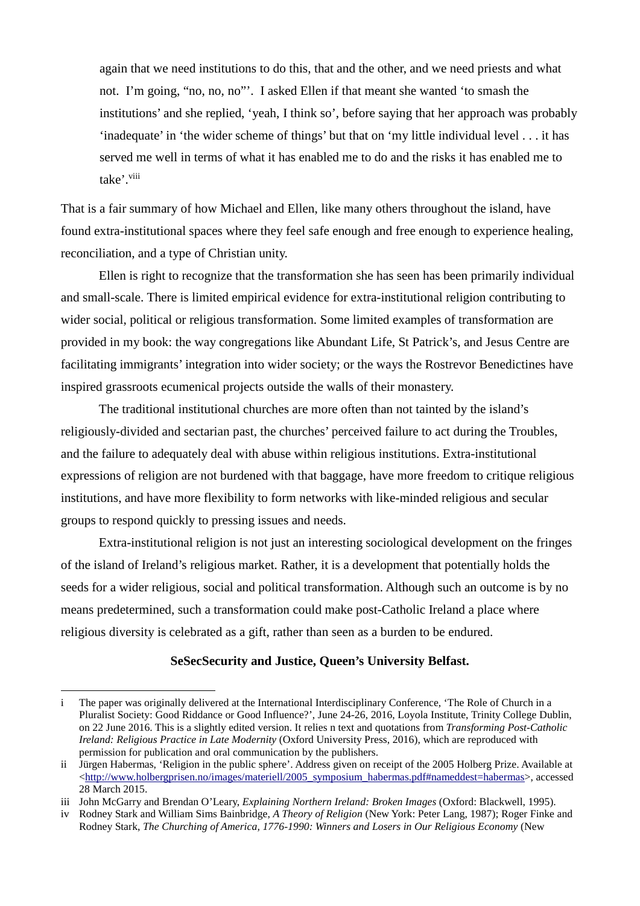> again that we need institutions to do this, that and the other, and we need priests and what not. I'm going, "no, no, no"'. I asked Ellen if that meant she wanted 'to smash the institutions' and she replied, 'yeah, I think so', before saying that her approach was probably 'inadequate' in 'the wider scheme of things' but that on 'my little individual level . . . it has served me well in terms of what it has enabled me to do and the risks it has enabled me to take'.[viii]

That is a fair summary of how Michael and Ellen, like many others throughout the island, have found extra-institutional spaces where they feel safe enough and free enough to experience healing, reconciliation, and a type of Christian unity.

Ellen is right to recognize that the transformation she has seen has been primarily individual and small-scale. There is limited empirical evidence for extra-institutional religion contributing to wider social, political or religious transformation. Some limited examples of transformation are provided in my book: the way congregations like Abundant Life, St Patrick's, and Jesus Centre are facilitating immigrants' integration into wider society; or the ways the Rostrevor Benedictines have inspired grassroots ecumenical projects outside the walls of their monastery.

The traditional institutional churches are more often than not tainted by the island's religiously-divided and sectarian past, the churches' perceived failure to act during the Troubles, and the failure to adequately deal with abuse within religious institutions. Extra-institutional expressions of religion are not burdened with that baggage, have more freedom to critique religious institutions, and have more flexibility to form networks with like-minded religious and secular groups to respond quickly to pressing issues and needs.

Extra-institutional religion is not just an interesting sociological development on the fringes of the island of Ireland's religious market. Rather, it is a development that potentially holds the seeds for a wider religious, social and political transformation. Although such an outcome is by no means predetermined, such a transformation could make post-Catholic Ireland a place where religious diversity is celebrated as a gift, rather than seen as a burden to be endured.

**SeSecSecurity and Justice, Queen's University Belfast.**

---

i The paper was originally delivered at the International Interdisciplinary Conference, 'The Role of Church in a Pluralist Society: Good Riddance or Good Influence?', June 24-26, 2016, Loyola Institute, Trinity College Dublin, on 22 June 2016. This is a slightly edited version. It relies n text and quotations from *Transforming Post-Catholic Ireland: Religious Practice in Late Modernity* (Oxford University Press, 2016), which are reproduced with permission for publication and oral communication by the publishers.

ii Jürgen Habermas, 'Religion in the public sphere'. Address given on receipt of the 2005 Holberg Prize. Available at <http://www.holbergprisen.no/images/materiell/2005_symposium_habermas.pdf#nameddest=habermas>, accessed 28 March 2015.

iii John McGarry and Brendan O'Leary, *Explaining Northern Ireland: Broken Images* (Oxford: Blackwell, 1995).

iv Rodney Stark and William Sims Bainbridge, *A Theory of Religion* (New York: Peter Lang, 1987); Roger Finke and Rodney Stark, *The Churching of America, 1776-1990: Winners and Losers in Our Religious Economy* (New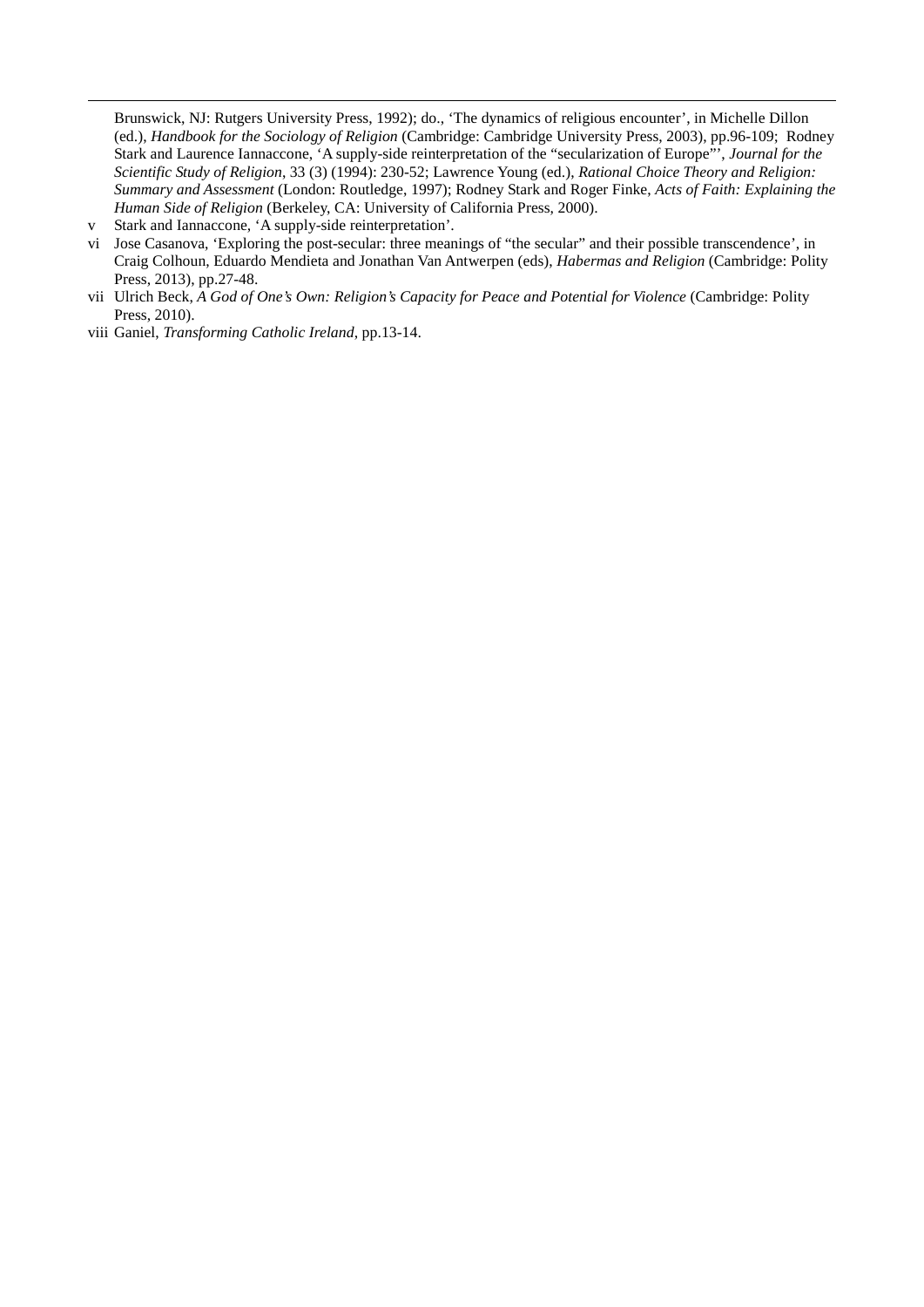Brunswick, NJ: Rutgers University Press, 1992); do., 'The dynamics of religious encounter', in Michelle Dillon (ed.), *Handbook for the Sociology of Religion* (Cambridge: Cambridge University Press, 2003), pp.96-109; Rodney Stark and Laurence Iannaccone, 'A supply-side reinterpretation of the "secularization of Europe"', *Journal for the Scientific Study of Religion*, 33 (3) (1994): 230-52; Lawrence Young (ed.), *Rational Choice Theory and Religion: Summary and Assessment* (London: Routledge, 1997); Rodney Stark and Roger Finke, *Acts of Faith: Explaining the Human Side of Religion* (Berkeley, CA: University of California Press, 2000).

v Stark and Iannaccone, 'A supply-side reinterpretation'.

vi Jose Casanova, 'Exploring the post-secular: three meanings of "the secular" and their possible transcendence', in Craig Colhoun, Eduardo Mendieta and Jonathan Van Antwerpen (eds), *Habermas and Religion* (Cambridge: Polity Press, 2013), pp.27-48.

vii Ulrich Beck, *A God of One's Own: Religion's Capacity for Peace and Potential for Violence* (Cambridge: Polity Press, 2010).

viii Ganiel, *Transforming Catholic Ireland*, pp.13-14.